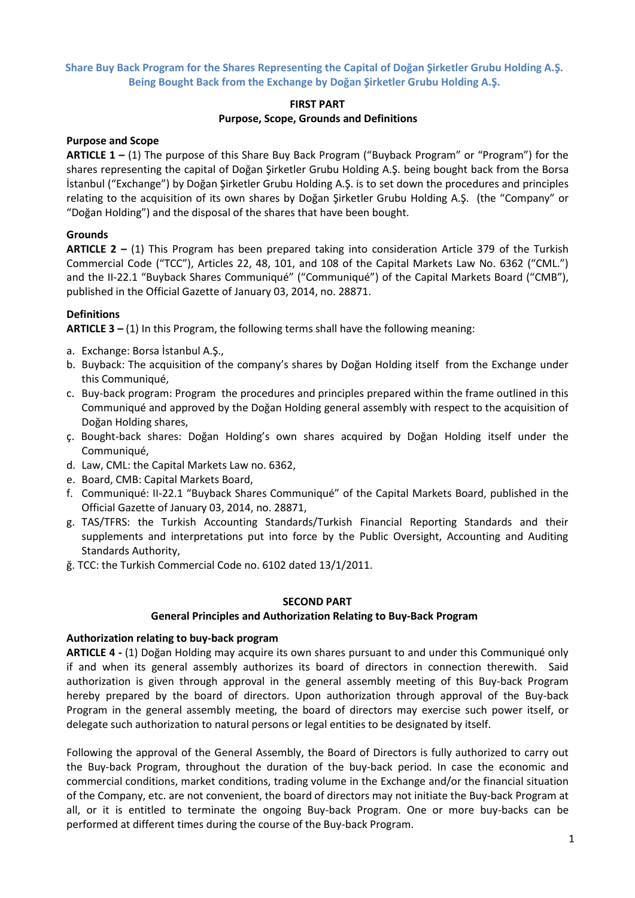# Share Buy Back Program for the Shares Representing the Capital of Doğan Şirketler Grubu Holding A.Ş. Being Bought Back from the Exchange by Doğan Şirketler Grubu Holding A.Ş.

## FIRST PART
## Purpose, Scope, Grounds and Definitions

**Purpose and Scope**

**ARTICLE 1 –** (1) The purpose of this Share Buy Back Program ("Buyback Program" or "Program") for the shares representing the capital of Doğan Şirketler Grubu Holding A.Ş. being bought back from the Borsa İstanbul ("Exchange") by Doğan Şirketler Grubu Holding A.Ş. is to set down the procedures and principles relating to the acquisition of its own shares by Doğan Şirketler Grubu Holding A.Ş. (the "Company" or "Doğan Holding") and the disposal of the shares that have been bought.

**Grounds**

**ARTICLE 2 –** (1) This Program has been prepared taking into consideration Article 379 of the Turkish Commercial Code ("TCC"), Articles 22, 48, 101, and 108 of the Capital Markets Law No. 6362 ("CML.") and the II-22.1 "Buyback Shares Communiqué" ("Communiqué") of the Capital Markets Board ("CMB"), published in the Official Gazette of January 03, 2014, no. 28871.

**Definitions**

**ARTICLE 3 –** (1) In this Program, the following terms shall have the following meaning:

a. Exchange: Borsa İstanbul A.Ş.,
b. Buyback: The acquisition of the company's shares by Doğan Holding itself from the Exchange under this Communiqué,
c. Buy-back program: Program the procedures and principles prepared within the frame outlined in this Communiqué and approved by the Doğan Holding general assembly with respect to the acquisition of Doğan Holding shares,
ç. Bought-back shares: Doğan Holding's own shares acquired by Doğan Holding itself under the Communiqué,
d. Law, CML: the Capital Markets Law no. 6362,
e. Board, CMB: Capital Markets Board,
f. Communiqué: II-22.1 "Buyback Shares Communiqué" of the Capital Markets Board, published in the Official Gazette of January 03, 2014, no. 28871,
g. TAS/TFRS: the Turkish Accounting Standards/Turkish Financial Reporting Standards and their supplements and interpretations put into force by the Public Oversight, Accounting and Auditing Standards Authority,
ğ. TCC: the Turkish Commercial Code no. 6102 dated 13/1/2011.

## SECOND PART
## General Principles and Authorization Relating to Buy-Back Program

**Authorization relating to buy-back program**

**ARTICLE 4 -** (1) Doğan Holding may acquire its own shares pursuant to and under this Communiqué only if and when its general assembly authorizes its board of directors in connection therewith. Said authorization is given through approval in the general assembly meeting of this Buy-back Program hereby prepared by the board of directors. Upon authorization through approval of the Buy-back Program in the general assembly meeting, the board of directors may exercise such power itself, or delegate such authorization to natural persons or legal entities to be designated by itself.

Following the approval of the General Assembly, the Board of Directors is fully authorized to carry out the Buy-back Program, throughout the duration of the buy-back period. In case the economic and commercial conditions, market conditions, trading volume in the Exchange and/or the financial situation of the Company, etc. are not convenient, the board of directors may not initiate the Buy-back Program at all, or it is entitled to terminate the ongoing Buy-back Program. One or more buy-backs can be performed at different times during the course of the Buy-back Program.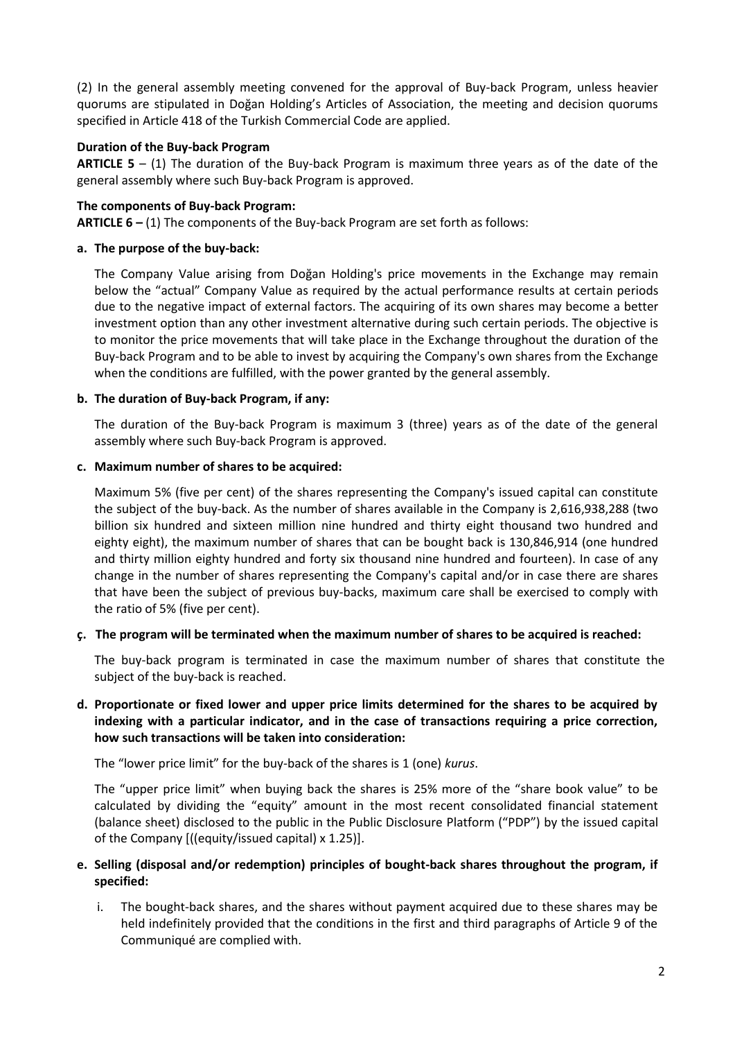(2) In the general assembly meeting convened for the approval of Buy-back Program, unless heavier quorums are stipulated in Doğan Holding's Articles of Association, the meeting and decision quorums specified in Article 418 of the Turkish Commercial Code are applied.

**Duration of the Buy-back Program**

**ARTICLE 5** – (1) The duration of the Buy-back Program is maximum three years as of the date of the general assembly where such Buy-back Program is approved.

**The components of Buy-back Program:**

**ARTICLE 6 –** (1) The components of the Buy-back Program are set forth as follows:

**a. The purpose of the buy-back:**

The Company Value arising from Doğan Holding's price movements in the Exchange may remain below the "actual" Company Value as required by the actual performance results at certain periods due to the negative impact of external factors. The acquiring of its own shares may become a better investment option than any other investment alternative during such certain periods. The objective is to monitor the price movements that will take place in the Exchange throughout the duration of the Buy-back Program and to be able to invest by acquiring the Company's own shares from the Exchange when the conditions are fulfilled, with the power granted by the general assembly.

**b. The duration of Buy-back Program, if any:**

The duration of the Buy-back Program is maximum 3 (three) years as of the date of the general assembly where such Buy-back Program is approved.

**c. Maximum number of shares to be acquired:**

Maximum 5% (five per cent) of the shares representing the Company's issued capital can constitute the subject of the buy-back. As the number of shares available in the Company is 2,616,938,288 (two billion six hundred and sixteen million nine hundred and thirty eight thousand two hundred and eighty eight), the maximum number of shares that can be bought back is 130,846,914 (one hundred and thirty million eighty hundred and forty six thousand nine hundred and fourteen). In case of any change in the number of shares representing the Company's capital and/or in case there are shares that have been the subject of previous buy-backs, maximum care shall be exercised to comply with the ratio of 5% (five per cent).

**ç. The program will be terminated when the maximum number of shares to be acquired is reached:**

The buy-back program is terminated in case the maximum number of shares that constitute the subject of the buy-back is reached.

**d. Proportionate or fixed lower and upper price limits determined for the shares to be acquired by indexing with a particular indicator, and in the case of transactions requiring a price correction, how such transactions will be taken into consideration:**

The "lower price limit" for the buy-back of the shares is 1 (one) *kurus*.

The "upper price limit" when buying back the shares is 25% more of the "share book value" to be calculated by dividing the "equity" amount in the most recent consolidated financial statement (balance sheet) disclosed to the public in the Public Disclosure Platform ("PDP") by the issued capital of the Company [((equity/issued capital) x 1.25)].

**e. Selling (disposal and/or redemption) principles of bought-back shares throughout the program, if specified:**

i. The bought-back shares, and the shares without payment acquired due to these shares may be held indefinitely provided that the conditions in the first and third paragraphs of Article 9 of the Communiqué are complied with.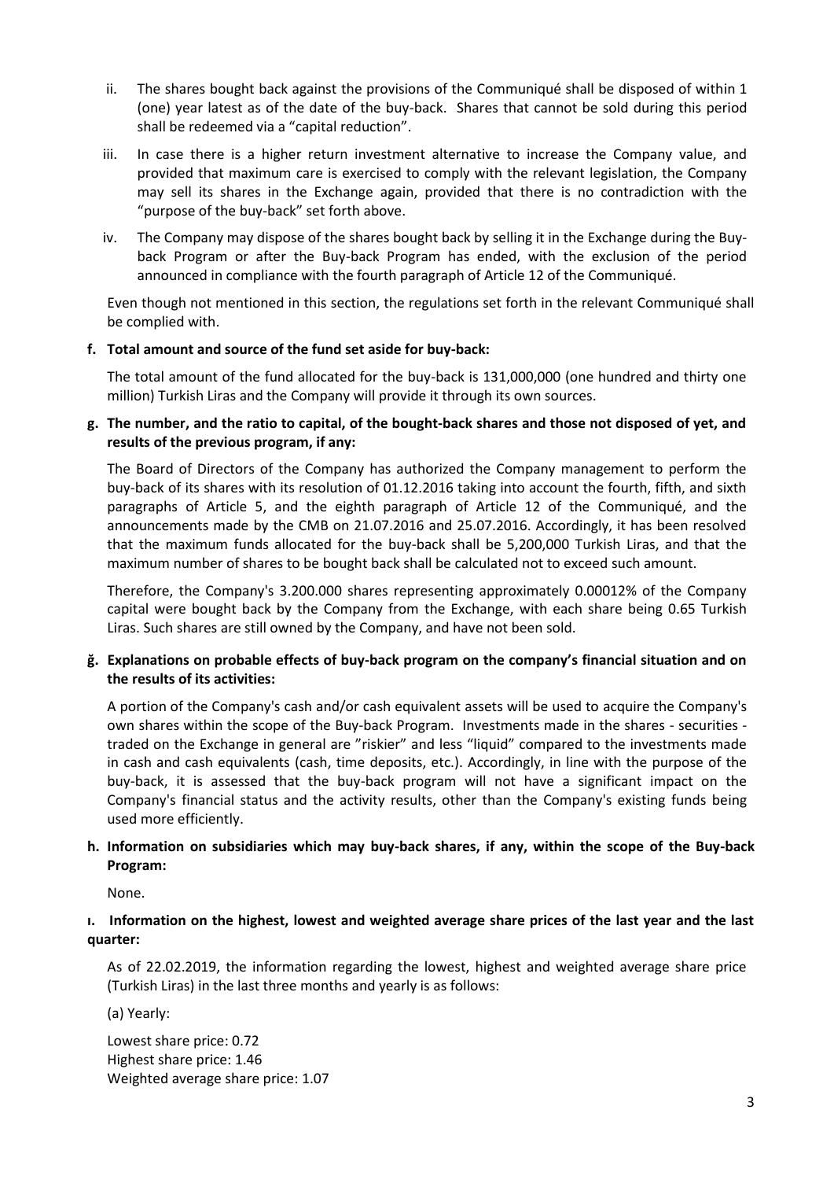ii. The shares bought back against the provisions of the Communiqué shall be disposed of within 1 (one) year latest as of the date of the buy-back. Shares that cannot be sold during this period shall be redeemed via a "capital reduction".

iii. In case there is a higher return investment alternative to increase the Company value, and provided that maximum care is exercised to comply with the relevant legislation, the Company may sell its shares in the Exchange again, provided that there is no contradiction with the "purpose of the buy-back" set forth above.

iv. The Company may dispose of the shares bought back by selling it in the Exchange during the Buy-back Program or after the Buy-back Program has ended, with the exclusion of the period announced in compliance with the fourth paragraph of Article 12 of the Communiqué.

Even though not mentioned in this section, the regulations set forth in the relevant Communiqué shall be complied with.

**f. Total amount and source of the fund set aside for buy-back:**

The total amount of the fund allocated for the buy-back is 131,000,000 (one hundred and thirty one million) Turkish Liras and the Company will provide it through its own sources.

**g. The number, and the ratio to capital, of the bought-back shares and those not disposed of yet, and results of the previous program, if any:**

The Board of Directors of the Company has authorized the Company management to perform the buy-back of its shares with its resolution of 01.12.2016 taking into account the fourth, fifth, and sixth paragraphs of Article 5, and the eighth paragraph of Article 12 of the Communiqué, and the announcements made by the CMB on 21.07.2016 and 25.07.2016. Accordingly, it has been resolved that the maximum funds allocated for the buy-back shall be 5,200,000 Turkish Liras, and that the maximum number of shares to be bought back shall be calculated not to exceed such amount.

Therefore, the Company's 3.200.000 shares representing approximately 0.00012% of the Company capital were bought back by the Company from the Exchange, with each share being 0.65 Turkish Liras. Such shares are still owned by the Company, and have not been sold.

**ğ. Explanations on probable effects of buy-back program on the company's financial situation and on the results of its activities:**

A portion of the Company's cash and/or cash equivalent assets will be used to acquire the Company's own shares within the scope of the Buy-back Program. Investments made in the shares - securities - traded on the Exchange in general are "riskier" and less "liquid" compared to the investments made in cash and cash equivalents (cash, time deposits, etc.). Accordingly, in line with the purpose of the buy-back, it is assessed that the buy-back program will not have a significant impact on the Company's financial status and the activity results, other than the Company's existing funds being used more efficiently.

**h. Information on subsidiaries which may buy-back shares, if any, within the scope of the Buy-back Program:**

None.

**ı. Information on the highest, lowest and weighted average share prices of the last year and the last quarter:**

As of 22.02.2019, the information regarding the lowest, highest and weighted average share price (Turkish Liras) in the last three months and yearly is as follows:

(a) Yearly:

Lowest share price: 0.72
Highest share price: 1.46
Weighted average share price: 1.07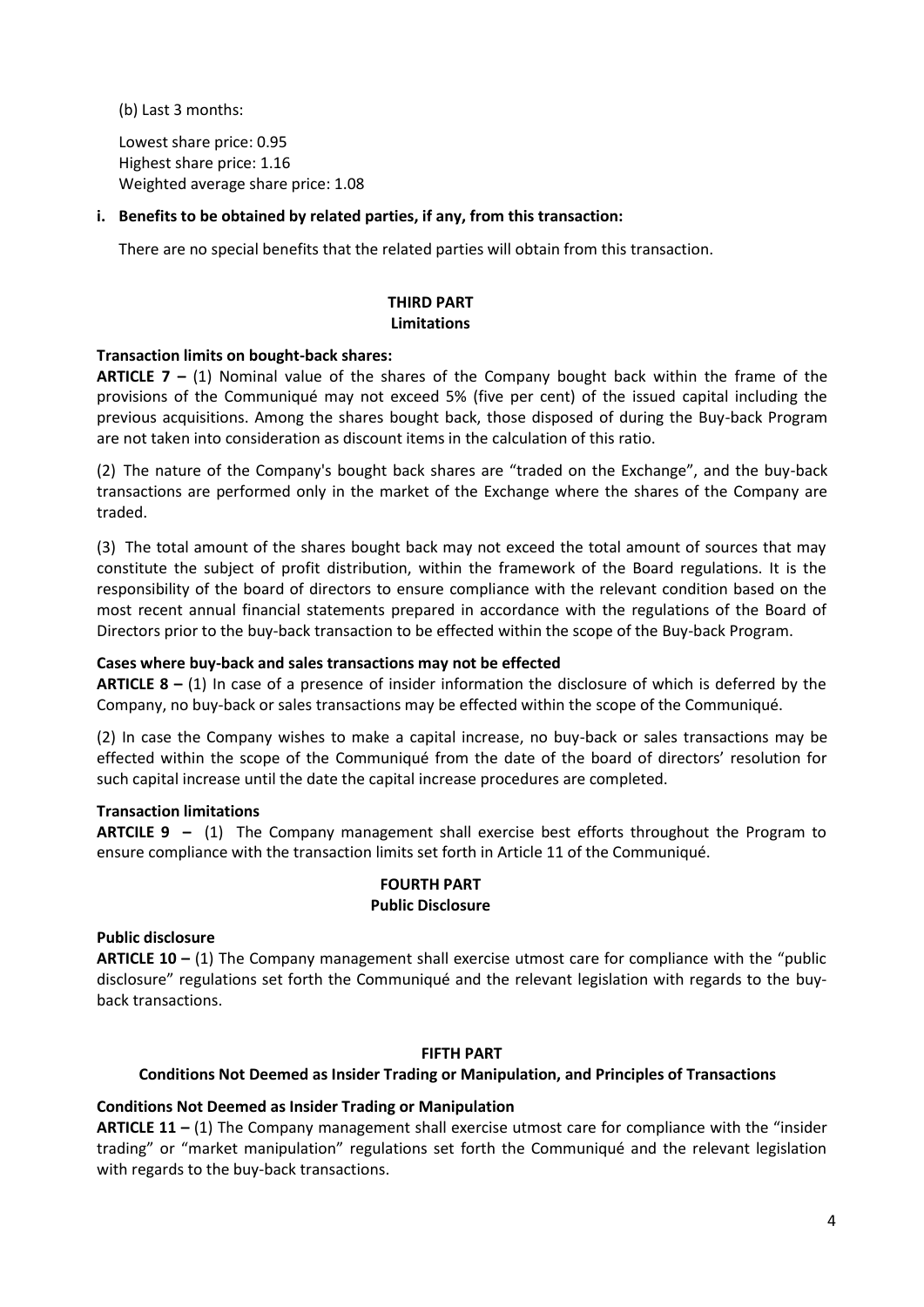(b) Last 3 months:

Lowest share price: 0.95
Highest share price: 1.16
Weighted average share price: 1.08

**i. Benefits to be obtained by related parties, if any, from this transaction:**

There are no special benefits that the related parties will obtain from this transaction.

## THIRD PART
## Limitations

**Transaction limits on bought-back shares:**

**ARTICLE 7 –** (1) Nominal value of the shares of the Company bought back within the frame of the provisions of the Communiqué may not exceed 5% (five per cent) of the issued capital including the previous acquisitions. Among the shares bought back, those disposed of during the Buy-back Program are not taken into consideration as discount items in the calculation of this ratio.

(2) The nature of the Company's bought back shares are "traded on the Exchange", and the buy-back transactions are performed only in the market of the Exchange where the shares of the Company are traded.

(3) The total amount of the shares bought back may not exceed the total amount of sources that may constitute the subject of profit distribution, within the framework of the Board regulations. It is the responsibility of the board of directors to ensure compliance with the relevant condition based on the most recent annual financial statements prepared in accordance with the regulations of the Board of Directors prior to the buy-back transaction to be effected within the scope of the Buy-back Program.

**Cases where buy-back and sales transactions may not be effected**

**ARTICLE 8 –** (1) In case of a presence of insider information the disclosure of which is deferred by the Company, no buy-back or sales transactions may be effected within the scope of the Communiqué.

(2) In case the Company wishes to make a capital increase, no buy-back or sales transactions may be effected within the scope of the Communiqué from the date of the board of directors' resolution for such capital increase until the date the capital increase procedures are completed.

**Transaction limitations**

**ARTCILE 9 –** (1) The Company management shall exercise best efforts throughout the Program to ensure compliance with the transaction limits set forth in Article 11 of the Communiqué.

## FOURTH PART
## Public Disclosure

**Public disclosure**

**ARTICLE 10 –** (1) The Company management shall exercise utmost care for compliance with the "public disclosure" regulations set forth the Communiqué and the relevant legislation with regards to the buy-back transactions.

## FIFTH PART
## Conditions Not Deemed as Insider Trading or Manipulation, and Principles of Transactions

**Conditions Not Deemed as Insider Trading or Manipulation**

**ARTICLE 11 –** (1) The Company management shall exercise utmost care for compliance with the "insider trading" or "market manipulation" regulations set forth the Communiqué and the relevant legislation with regards to the buy-back transactions.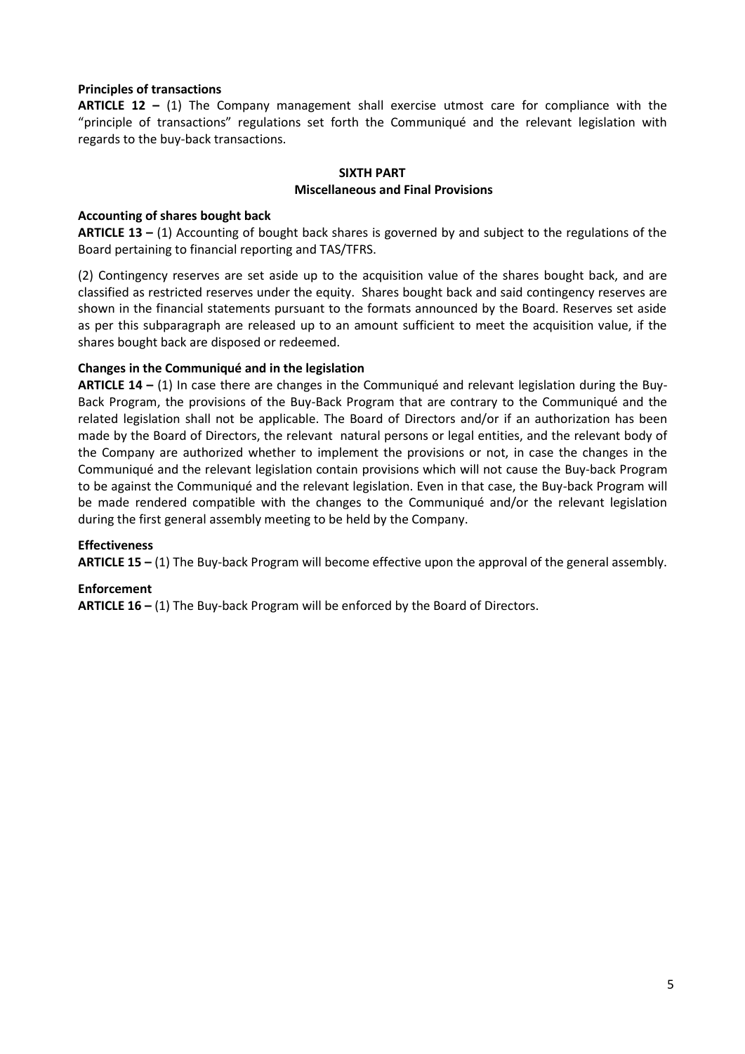**Principles of transactions**

**ARTICLE 12 –** (1) The Company management shall exercise utmost care for compliance with the "principle of transactions" regulations set forth the Communiqué and the relevant legislation with regards to the buy-back transactions.

**SIXTH PART**
**Miscellaneous and Final Provisions**

**Accounting of shares bought back**

**ARTICLE 13 –** (1) Accounting of bought back shares is governed by and subject to the regulations of the Board pertaining to financial reporting and TAS/TFRS.

(2) Contingency reserves are set aside up to the acquisition value of the shares bought back, and are classified as restricted reserves under the equity. Shares bought back and said contingency reserves are shown in the financial statements pursuant to the formats announced by the Board. Reserves set aside as per this subparagraph are released up to an amount sufficient to meet the acquisition value, if the shares bought back are disposed or redeemed.

**Changes in the Communiqué and in the legislation**

**ARTICLE 14 –** (1) In case there are changes in the Communiqué and relevant legislation during the Buy-Back Program, the provisions of the Buy-Back Program that are contrary to the Communiqué and the related legislation shall not be applicable. The Board of Directors and/or if an authorization has been made by the Board of Directors, the relevant natural persons or legal entities, and the relevant body of the Company are authorized whether to implement the provisions or not, in case the changes in the Communiqué and the relevant legislation contain provisions which will not cause the Buy-back Program to be against the Communiqué and the relevant legislation. Even in that case, the Buy-back Program will be made rendered compatible with the changes to the Communiqué and/or the relevant legislation during the first general assembly meeting to be held by the Company.

**Effectiveness**

**ARTICLE 15 –** (1) The Buy-back Program will become effective upon the approval of the general assembly.

**Enforcement**

**ARTICLE 16 –** (1) The Buy-back Program will be enforced by the Board of Directors.